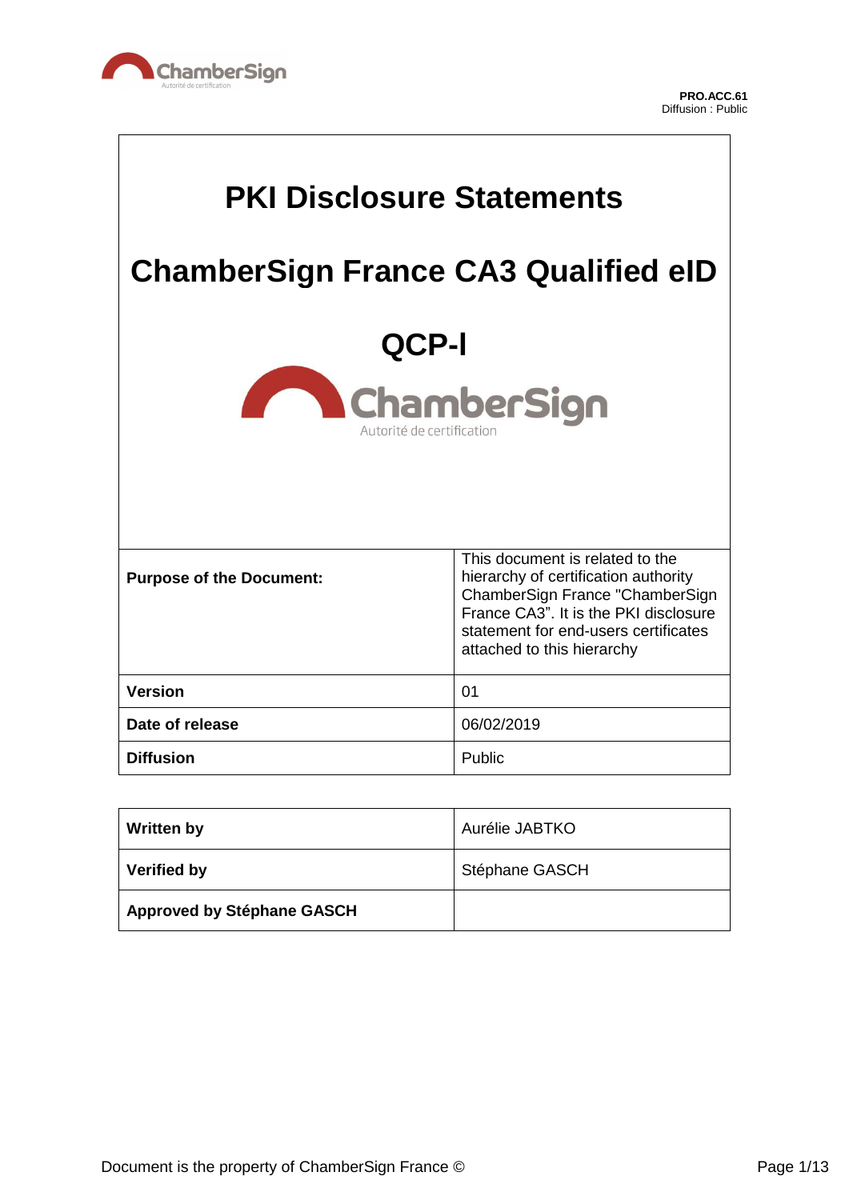PRO.ACC.61
Diffusion : Public

# PKI Disclosure Statements

# ChamberSign France CA3 Qualified eID

# QCP-l

| | |
|---|---|
| **Purpose of the Document:** | This document is related to the hierarchy of certification authority ChamberSign France "ChamberSign France CA3". It is the PKI disclosure statement for end-users certificates attached to this hierarchy |
| **Version** | 01 |
| **Date of release** | 06/02/2019 |
| **Diffusion** | Public |

| | |
|---|---|
| **Written by** | Aurélie JABTKO |
| **Verified by** | Stéphane GASCH |
| **Approved by Stéphane GASCH** | |

Document is the property of ChamberSign France ©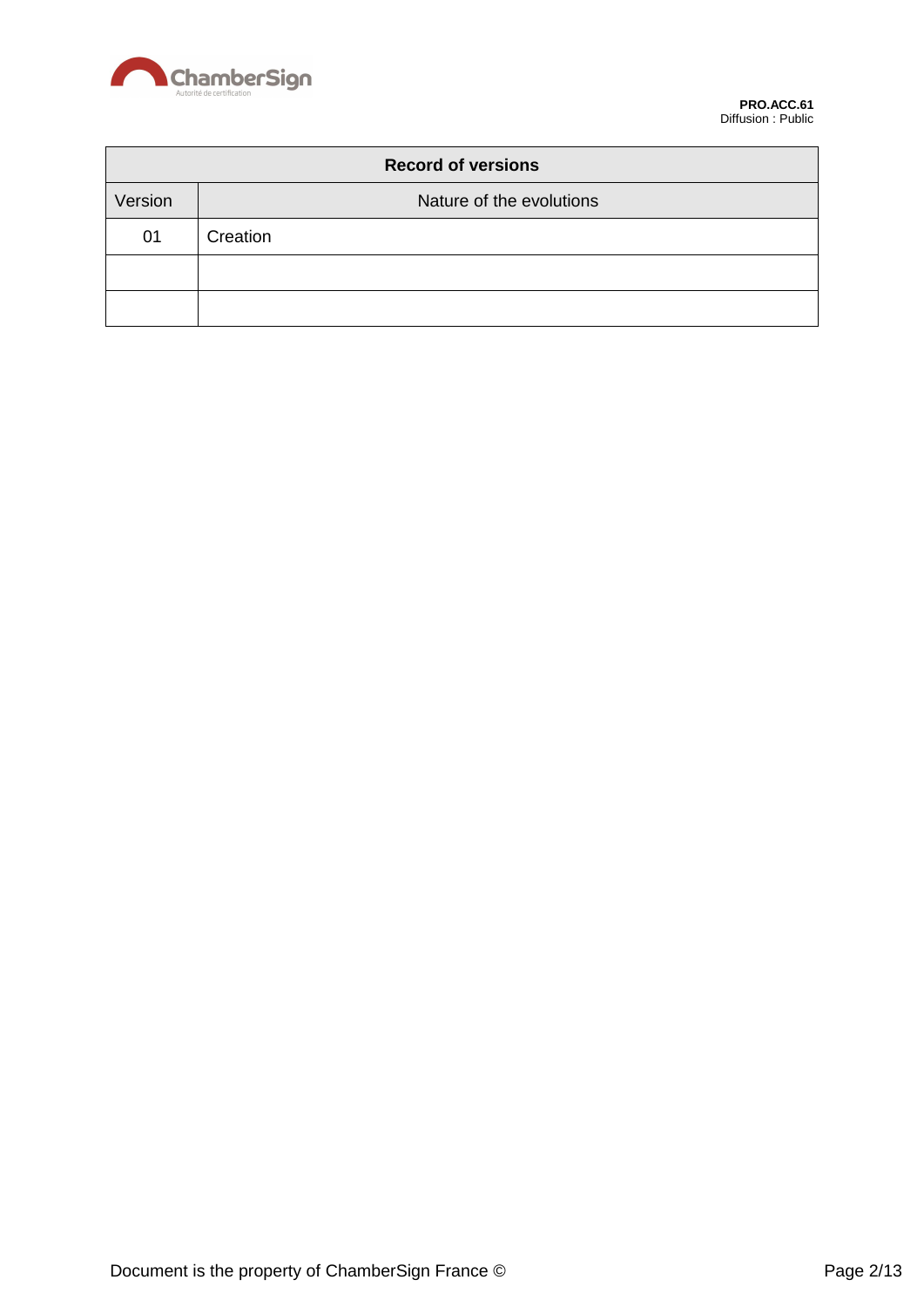| Record of versions | |
|---|---|
| Version | Nature of the evolutions |
| 01 | Creation |
| | |
| | |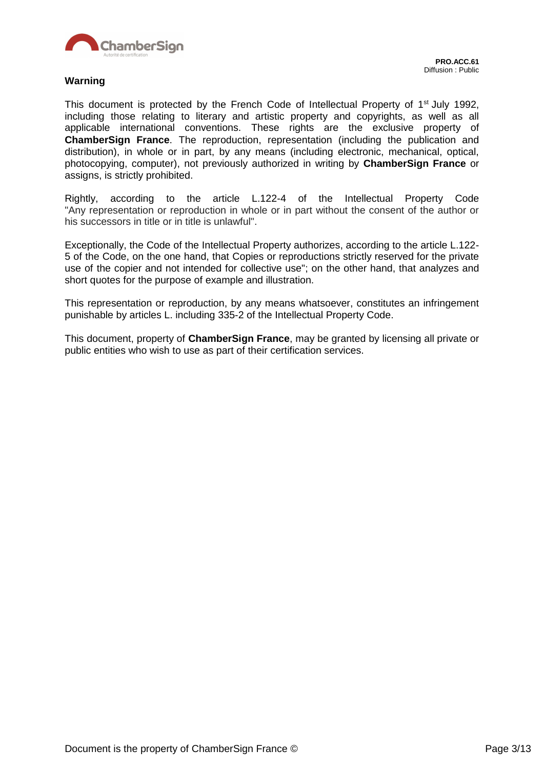## Warning

This document is protected by the French Code of Intellectual Property of 1st July 1992, including those relating to literary and artistic property and copyrights, as well as all applicable international conventions. These rights are the exclusive property of **ChamberSign France**. The reproduction, representation (including the publication and distribution), in whole or in part, by any means (including electronic, mechanical, optical, photocopying, computer), not previously authorized in writing by **ChamberSign France** or assigns, is strictly prohibited.

Rightly, according to the article L.122-4 of the Intellectual Property Code "Any representation or reproduction in whole or in part without the consent of the author or his successors in title or in title is unlawful".

Exceptionally, the Code of the Intellectual Property authorizes, according to the article L.122-5 of the Code, on the one hand, that Copies or reproductions strictly reserved for the private use of the copier and not intended for collective use"; on the other hand, that analyzes and short quotes for the purpose of example and illustration.

This representation or reproduction, by any means whatsoever, constitutes an infringement punishable by articles L. including 335-2 of the Intellectual Property Code.

This document, property of **ChamberSign France**, may be granted by licensing all private or public entities who wish to use as part of their certification services.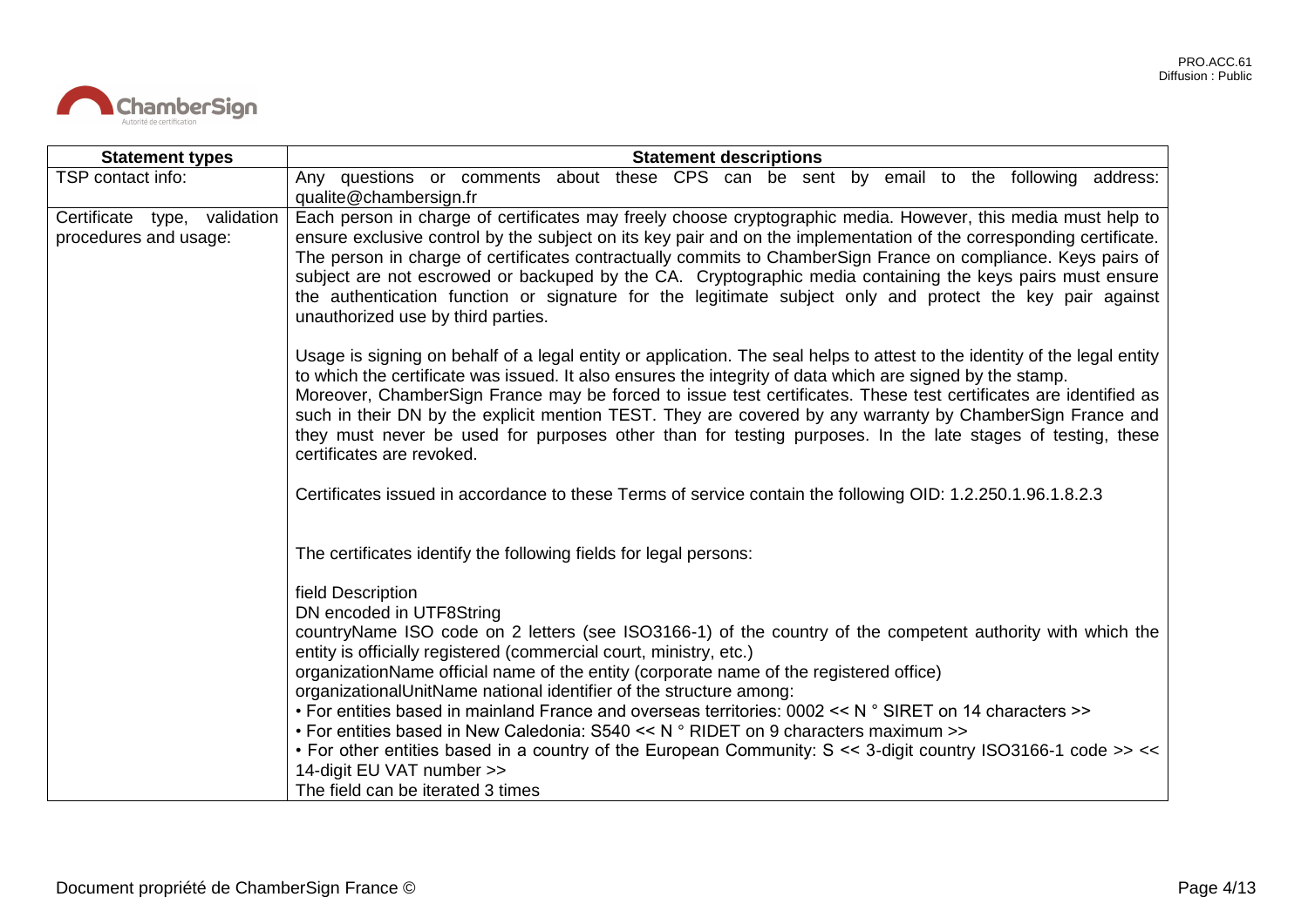| Statement types | Statement descriptions |
| --- | --- |
| TSP contact info: | Any questions or comments about these CPS can be sent by email to the following address: qualite@chambersign.fr |
| Certificate type, validation procedures and usage: | Each person in charge of certificates may freely choose cryptographic media. However, this media must help to ensure exclusive control by the subject on its key pair and on the implementation of the corresponding certificate. The person in charge of certificates contractually commits to ChamberSign France on compliance. Keys pairs of subject are not escrowed or backuped by the CA. Cryptographic media containing the keys pairs must ensure the authentication function or signature for the legitimate subject only and protect the key pair against unauthorized use by third parties.<br><br>Usage is signing on behalf of a legal entity or application. The seal helps to attest to the identity of the legal entity to which the certificate was issued. It also ensures the integrity of data which are signed by the stamp.<br>Moreover, ChamberSign France may be forced to issue test certificates. These test certificates are identified as such in their DN by the explicit mention TEST. They are covered by any warranty by ChamberSign France and they must never be used for purposes other than for testing purposes. In the late stages of testing, these certificates are revoked.<br><br>Certificates issued in accordance to these Terms of service contain the following OID: 1.2.250.1.96.1.8.2.3<br><br>The certificates identify the following fields for legal persons:<br><br>field Description<br>DN encoded in UTF8String<br>countryName ISO code on 2 letters (see ISO3166-1) of the country of the competent authority with which the entity is officially registered (commercial court, ministry, etc.)<br>organizationName official name of the entity (corporate name of the registered office)<br>organizationalUnitName national identifier of the structure among:<br>• For entities based in mainland France and overseas territories: 0002 << N ° SIRET on 14 characters >><br>• For entities based in New Caledonia: S540 << N ° RIDET on 9 characters maximum >><br>• For other entities based in a country of the European Community: S << 3-digit country ISO3166-1 code >> << 14-digit EU VAT number >><br>The field can be iterated 3 times |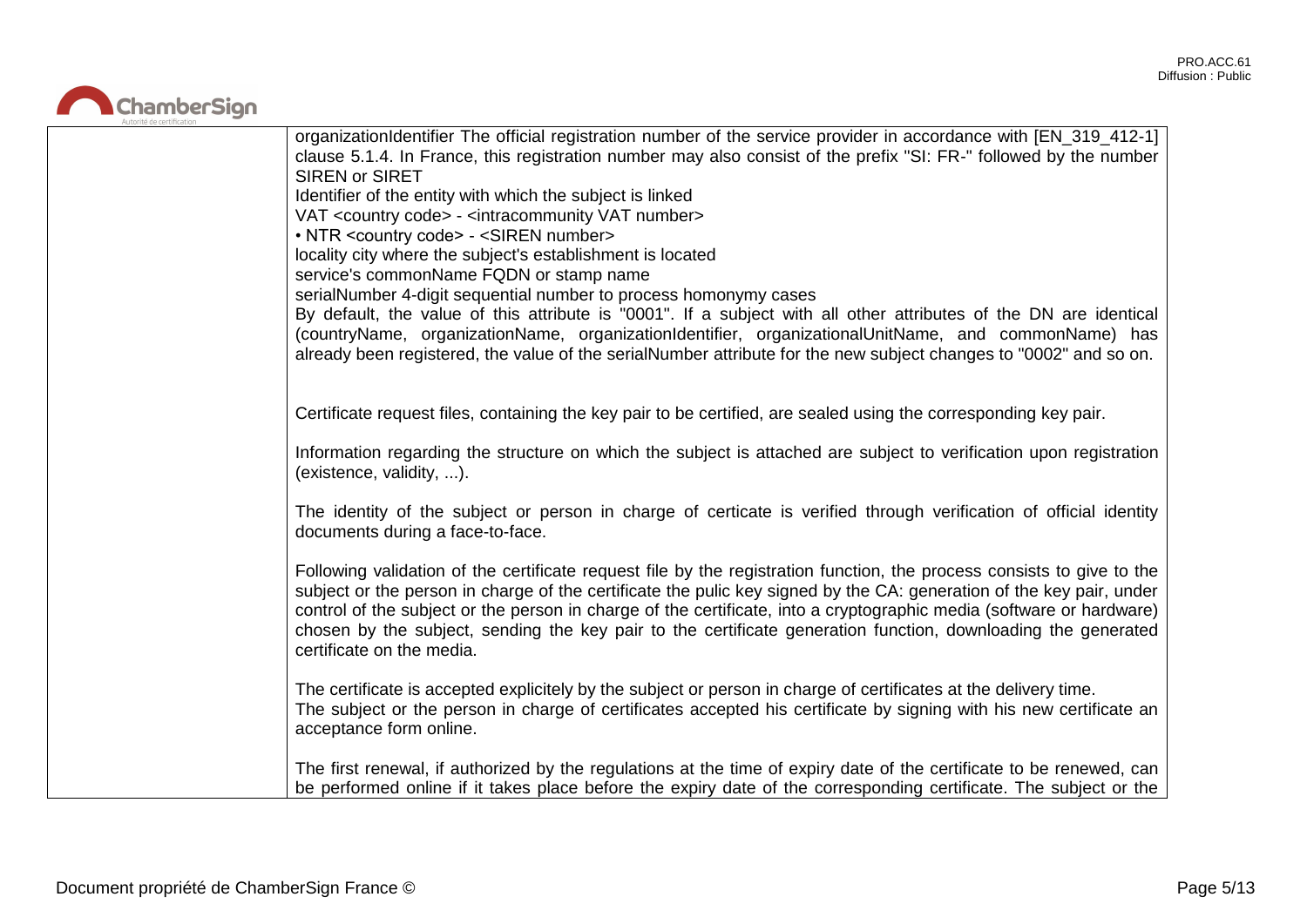| | |
|---|---|
| | organizationIdentifier The official registration number of the service provider in accordance with [EN_319_412-1] clause 5.1.4. In France, this registration number may also consist of the prefix "SI: FR-" followed by the number SIREN or SIRET<br>Identifier of the entity with which the subject is linked<br>VAT <country code> - <intracommunity VAT number><br>• NTR <country code> - <SIREN number><br>locality city where the subject's establishment is located<br>service's commonName FQDN or stamp name<br>serialNumber 4-digit sequential number to process homonymy cases<br>By default, the value of this attribute is "0001". If a subject with all other attributes of the DN are identical (countryName, organizationName, organizationIdentifier, organizationalUnitName, and commonName) has already been registered, the value of the serialNumber attribute for the new subject changes to "0002" and so on.<br><br>Certificate request files, containing the key pair to be certified, are sealed using the corresponding key pair.<br><br>Information regarding the structure on which the subject is attached are subject to verification upon registration (existence, validity, ...).<br><br>The identity of the subject or person in charge of certicate is verified through verification of official identity documents during a face-to-face.<br><br>Following validation of the certificate request file by the registration function, the process consists to give to the subject or the person in charge of the certificate the pulic key signed by the CA: generation of the key pair, under control of the subject or the person in charge of the certificate, into a cryptographic media (software or hardware) chosen by the subject, sending the key pair to the certificate generation function, downloading the generated certificate on the media.<br><br>The certificate is accepted explicitely by the subject or person in charge of certificates at the delivery time.<br>The subject or the person in charge of certificates accepted his certificate by signing with his new certificate an acceptance form online.<br><br>The first renewal, if authorized by the regulations at the time of expiry date of the certificate to be renewed, can be performed online if it takes place before the expiry date of the corresponding certificate. The subject or the |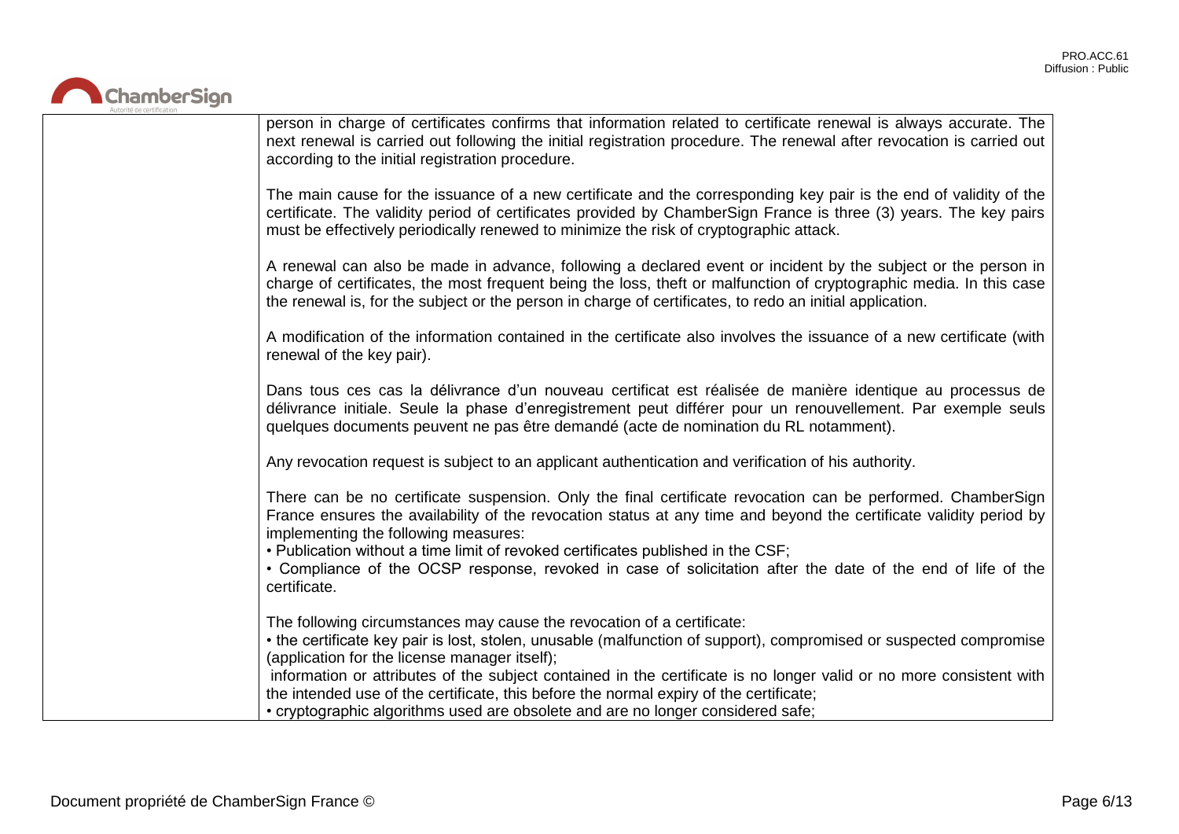| | |
|---|---|
| | person in charge of certificates confirms that information related to certificate renewal is always accurate. The next renewal is carried out following the initial registration procedure. The renewal after revocation is carried out according to the initial registration procedure.<br><br>The main cause for the issuance of a new certificate and the corresponding key pair is the end of validity of the certificate. The validity period of certificates provided by ChamberSign France is three (3) years. The key pairs must be effectively periodically renewed to minimize the risk of cryptographic attack.<br><br>A renewal can also be made in advance, following a declared event or incident by the subject or the person in charge of certificates, the most frequent being the loss, theft or malfunction of cryptographic media. In this case the renewal is, for the subject or the person in charge of certificates, to redo an initial application.<br><br>A modification of the information contained in the certificate also involves the issuance of a new certificate (with renewal of the key pair).<br><br>Dans tous ces cas la délivrance d'un nouveau certificat est réalisée de manière identique au processus de délivrance initiale. Seule la phase d'enregistrement peut différer pour un renouvellement. Par exemple seuls quelques documents peuvent ne pas être demandé (acte de nomination du RL notamment).<br><br>Any revocation request is subject to an applicant authentication and verification of his authority.<br><br>There can be no certificate suspension. Only the final certificate revocation can be performed. ChamberSign France ensures the availability of the revocation status at any time and beyond the certificate validity period by implementing the following measures:<br>• Publication without a time limit of revoked certificates published in the CSF;<br>• Compliance of the OCSP response, revoked in case of solicitation after the date of the end of life of the certificate.<br><br>The following circumstances may cause the revocation of a certificate:<br>• the certificate key pair is lost, stolen, unusable (malfunction of support), compromised or suspected compromise (application for the license manager itself);<br>information or attributes of the subject contained in the certificate is no longer valid or no more consistent with the intended use of the certificate, this before the normal expiry of the certificate;<br>• cryptographic algorithms used are obsolete and are no longer considered safe; |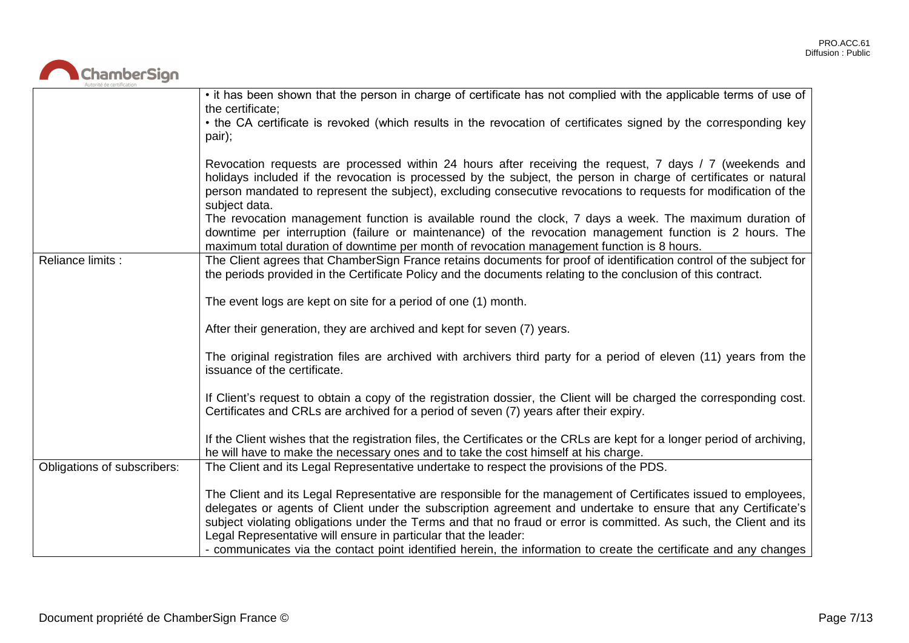| | |
|---|---|
| | • it has been shown that the person in charge of certificate has not complied with the applicable terms of use of the certificate;<br>• the CA certificate is revoked (which results in the revocation of certificates signed by the corresponding key pair);<br><br>Revocation requests are processed within 24 hours after receiving the request, 7 days / 7 (weekends and holidays included if the revocation is processed by the subject, the person in charge of certificates or natural person mandated to represent the subject), excluding consecutive revocations to requests for modification of the subject data.<br>The revocation management function is available round the clock, 7 days a week. The maximum duration of downtime per interruption (failure or maintenance) of the revocation management function is 2 hours. The maximum total duration of downtime per month of revocation management function is 8 hours. |
| Reliance limits : | The Client agrees that ChamberSign France retains documents for proof of identification control of the subject for the periods provided in the Certificate Policy and the documents relating to the conclusion of this contract.<br><br>The event logs are kept on site for a period of one (1) month.<br><br>After their generation, they are archived and kept for seven (7) years.<br><br>The original registration files are archived with archivers third party for a period of eleven (11) years from the issuance of the certificate.<br><br>If Client's request to obtain a copy of the registration dossier, the Client will be charged the corresponding cost. Certificates and CRLs are archived for a period of seven (7) years after their expiry.<br><br>If the Client wishes that the registration files, the Certificates or the CRLs are kept for a longer period of archiving, he will have to make the necessary ones and to take the cost himself at his charge. |
| Obligations of subscribers: | The Client and its Legal Representative undertake to respect the provisions of the PDS.<br><br>The Client and its Legal Representative are responsible for the management of Certificates issued to employees, delegates or agents of Client under the subscription agreement and undertake to ensure that any Certificate's subject violating obligations under the Terms and that no fraud or error is committed. As such, the Client and its Legal Representative will ensure in particular that the leader:<br>- communicates via the contact point identified herein, the information to create the certificate and any changes |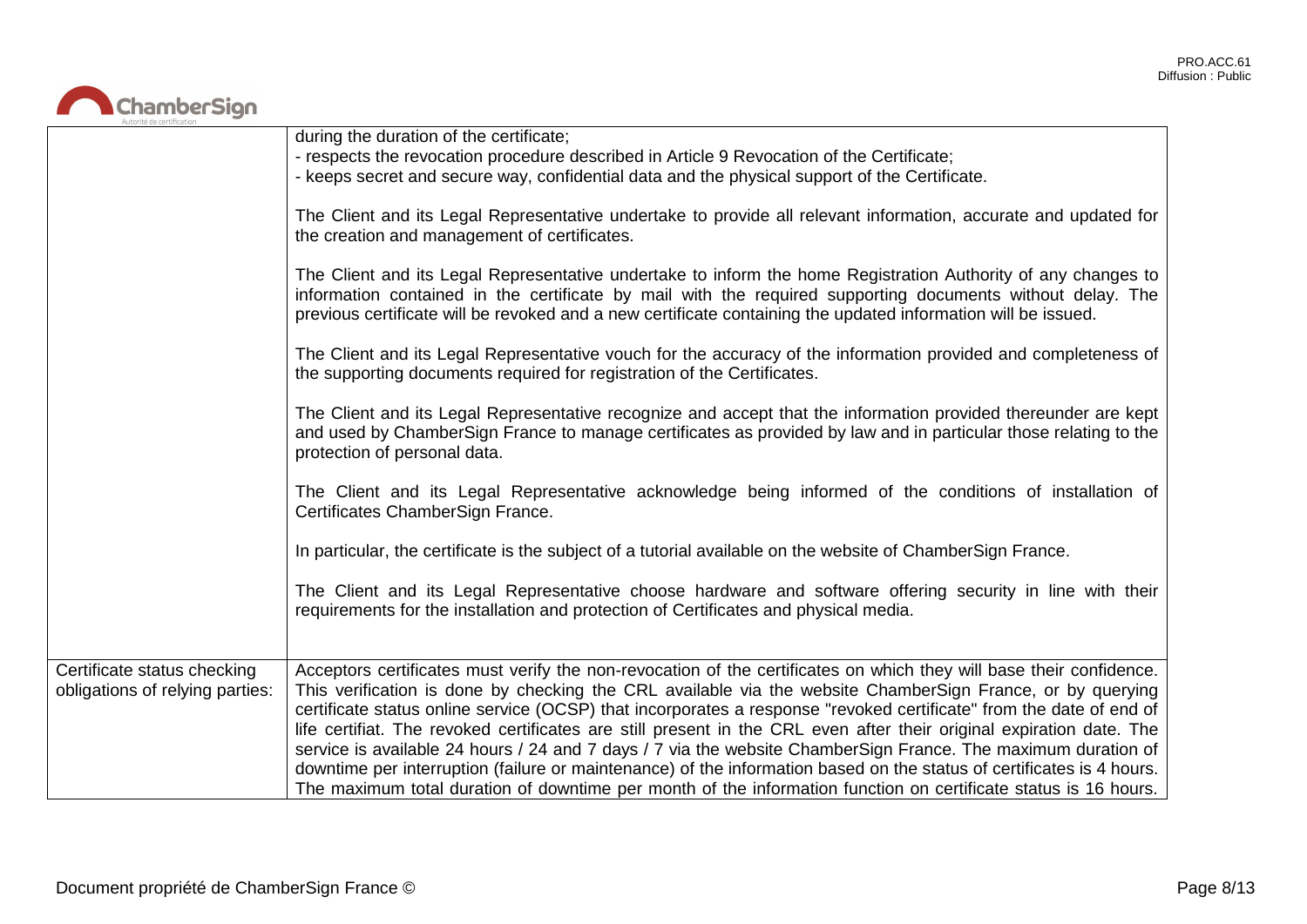| | |
|---|---|
| | during the duration of the certificate;<br>- respects the revocation procedure described in Article 9 Revocation of the Certificate;<br>- keeps secret and secure way, confidential data and the physical support of the Certificate.<br><br>The Client and its Legal Representative undertake to provide all relevant information, accurate and updated for the creation and management of certificates.<br><br>The Client and its Legal Representative undertake to inform the home Registration Authority of any changes to information contained in the certificate by mail with the required supporting documents without delay. The previous certificate will be revoked and a new certificate containing the updated information will be issued.<br><br>The Client and its Legal Representative vouch for the accuracy of the information provided and completeness of the supporting documents required for registration of the Certificates.<br><br>The Client and its Legal Representative recognize and accept that the information provided thereunder are kept and used by ChamberSign France to manage certificates as provided by law and in particular those relating to the protection of personal data.<br><br>The Client and its Legal Representative acknowledge being informed of the conditions of installation of Certificates ChamberSign France.<br><br>In particular, the certificate is the subject of a tutorial available on the website of ChamberSign France.<br><br>The Client and its Legal Representative choose hardware and software offering security in line with their requirements for the installation and protection of Certificates and physical media. |
| Certificate status checking obligations of relying parties: | Acceptors certificates must verify the non-revocation of the certificates on which they will base their confidence. This verification is done by checking the CRL available via the website ChamberSign France, or by querying certificate status online service (OCSP) that incorporates a response "revoked certificate" from the date of end of life certifiat. The revoked certificates are still present in the CRL even after their original expiration date. The service is available 24 hours / 24 and 7 days / 7 via the website ChamberSign France. The maximum duration of downtime per interruption (failure or maintenance) of the information based on the status of certificates is 4 hours. The maximum total duration of downtime per month of the information function on certificate status is 16 hours. |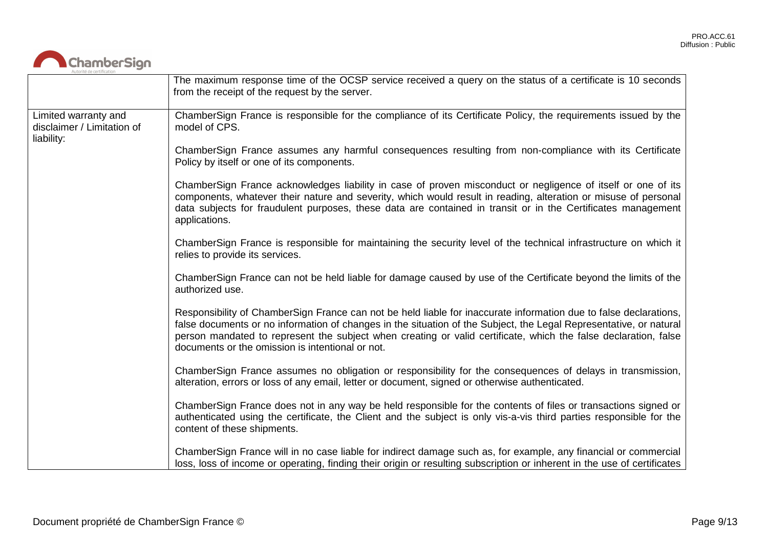| | |
|---|---|
| | The maximum response time of the OCSP service received a query on the status of a certificate is 10 seconds from the receipt of the request by the server. |
| Limited warranty and disclaimer / Limitation of liability: | ChamberSign France is responsible for the compliance of its Certificate Policy, the requirements issued by the model of CPS.<br><br>ChamberSign France assumes any harmful consequences resulting from non-compliance with its Certificate Policy by itself or one of its components.<br><br>ChamberSign France acknowledges liability in case of proven misconduct or negligence of itself or one of its components, whatever their nature and severity, which would result in reading, alteration or misuse of personal data subjects for fraudulent purposes, these data are contained in transit or in the Certificates management applications.<br><br>ChamberSign France is responsible for maintaining the security level of the technical infrastructure on which it relies to provide its services.<br><br>ChamberSign France can not be held liable for damage caused by use of the Certificate beyond the limits of the authorized use.<br><br>Responsibility of ChamberSign France can not be held liable for inaccurate information due to false declarations, false documents or no information of changes in the situation of the Subject, the Legal Representative, or natural person mandated to represent the subject when creating or valid certificate, which the false declaration, false documents or the omission is intentional or not.<br><br>ChamberSign France assumes no obligation or responsibility for the consequences of delays in transmission, alteration, errors or loss of any email, letter or document, signed or otherwise authenticated.<br><br>ChamberSign France does not in any way be held responsible for the contents of files or transactions signed or authenticated using the certificate, the Client and the subject is only vis-a-vis third parties responsible for the content of these shipments.<br><br>ChamberSign France will in no case liable for indirect damage such as, for example, any financial or commercial loss, loss of income or operating, finding their origin or resulting subscription or inherent in the use of certificates |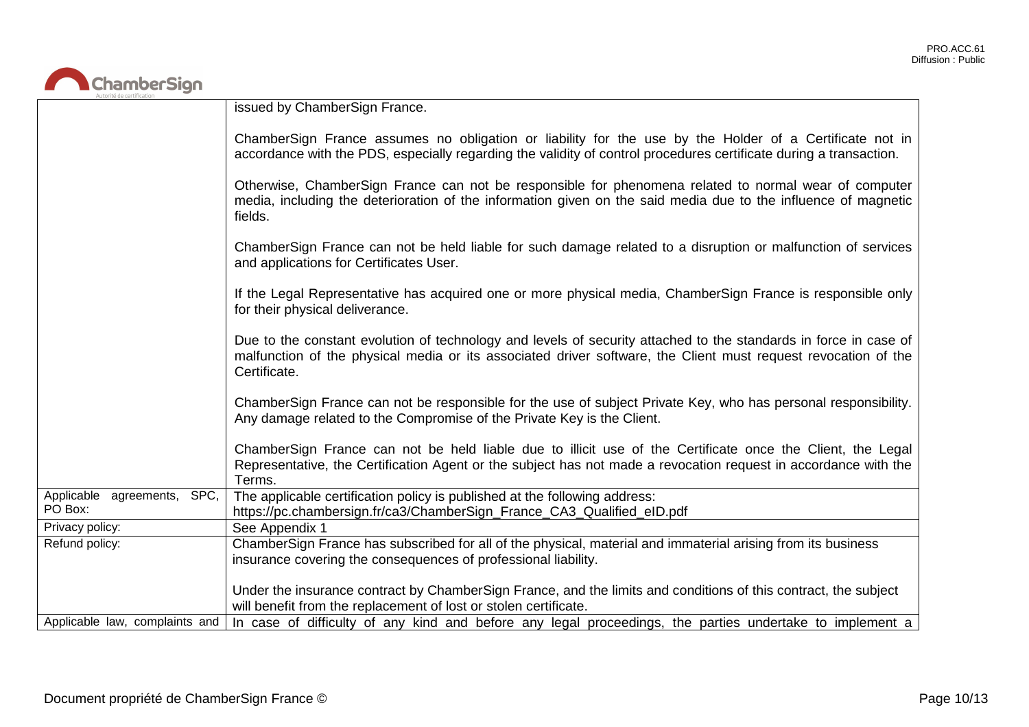| | |
|---|---|
| | issued by ChamberSign France.<br><br>ChamberSign France assumes no obligation or liability for the use by the Holder of a Certificate not in accordance with the PDS, especially regarding the validity of control procedures certificate during a transaction.<br><br>Otherwise, ChamberSign France can not be responsible for phenomena related to normal wear of computer media, including the deterioration of the information given on the said media due to the influence of magnetic fields.<br><br>ChamberSign France can not be held liable for such damage related to a disruption or malfunction of services and applications for Certificates User.<br><br>If the Legal Representative has acquired one or more physical media, ChamberSign France is responsible only for their physical deliverance.<br><br>Due to the constant evolution of technology and levels of security attached to the standards in force in case of malfunction of the physical media or its associated driver software, the Client must request revocation of the Certificate.<br><br>ChamberSign France can not be responsible for the use of subject Private Key, who has personal responsibility. Any damage related to the Compromise of the Private Key is the Client.<br><br>ChamberSign France can not be held liable due to illicit use of the Certificate once the Client, the Legal Representative, the Certification Agent or the subject has not made a revocation request in accordance with the Terms. |
| Applicable agreements, SPC, PO Box: | The applicable certification policy is published at the following address:<br>https://pc.chambersign.fr/ca3/ChamberSign_France_CA3_Qualified_eID.pdf |
| Privacy policy: | See Appendix 1 |
| Refund policy: | ChamberSign France has subscribed for all of the physical, material and immaterial arising from its business insurance covering the consequences of professional liability.<br><br>Under the insurance contract by ChamberSign France, and the limits and conditions of this contract, the subject will benefit from the replacement of lost or stolen certificate. |
| Applicable law, complaints and | In case of difficulty of any kind and before any legal proceedings, the parties undertake to implement a |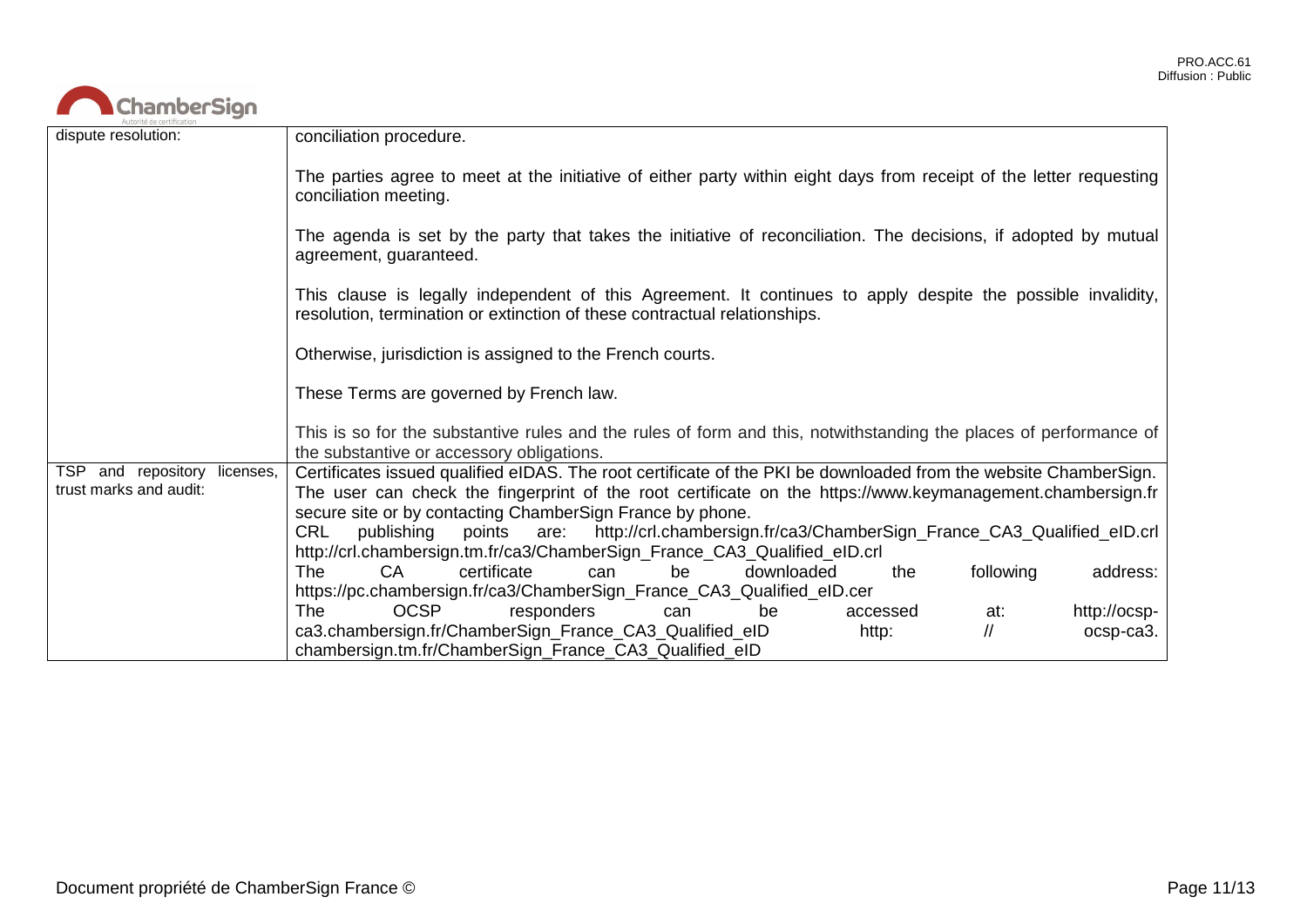| | |
|---|---|
| dispute resolution: | conciliation procedure.<br><br>The parties agree to meet at the initiative of either party within eight days from receipt of the letter requesting conciliation meeting.<br><br>The agenda is set by the party that takes the initiative of reconciliation. The decisions, if adopted by mutual agreement, guaranteed.<br><br>This clause is legally independent of this Agreement. It continues to apply despite the possible invalidity, resolution, termination or extinction of these contractual relationships.<br><br>Otherwise, jurisdiction is assigned to the French courts.<br><br>These Terms are governed by French law.<br><br>This is so for the substantive rules and the rules of form and this, notwithstanding the places of performance of the substantive or accessory obligations. |
| TSP and repository licenses, trust marks and audit: | Certificates issued qualified eIDAS. The root certificate of the PKI be downloaded from the website ChamberSign. The user can check the fingerprint of the root certificate on the https://www.keymanagement.chambersign.fr secure site or by contacting ChamberSign France by phone.<br>CRL publishing points are: http://crl.chambersign.fr/ca3/ChamberSign_France_CA3_Qualified_eID.crl http://crl.chambersign.tm.fr/ca3/ChamberSign_France_CA3_Qualified_eID.crl<br>The CA certificate can be downloaded the following address: https://pc.chambersign.fr/ca3/ChamberSign_France_CA3_Qualified_eID.cer<br>The OCSP responders can be accessed at: http://ocsp-ca3.chambersign.fr/ChamberSign_France_CA3_Qualified_eID http: // ocsp-ca3. chambersign.tm.fr/ChamberSign_France_CA3_Qualified_eID |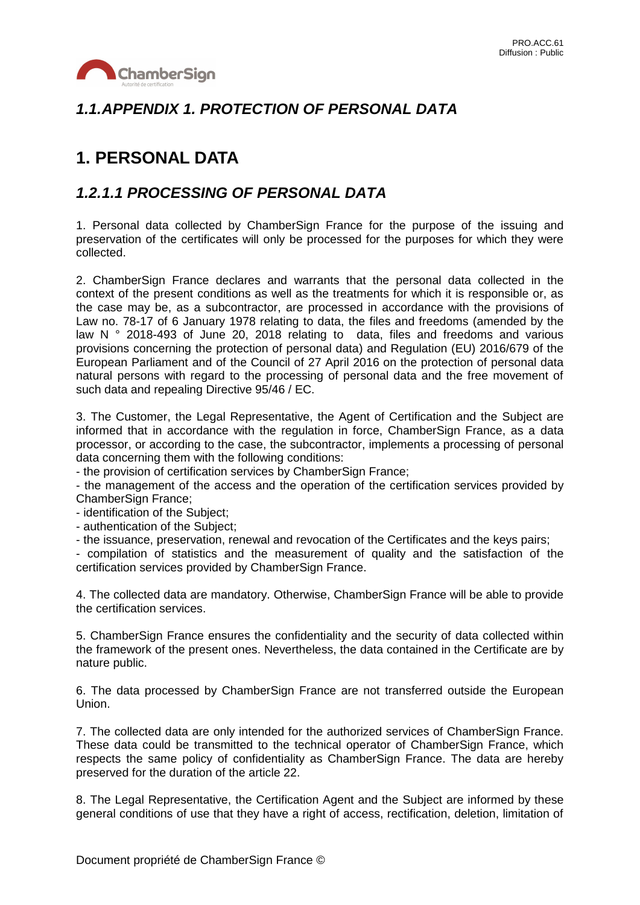## *1.1.APPENDIX 1. PROTECTION OF PERSONAL DATA*

# 1. PERSONAL DATA

## *1.2.1.1 PROCESSING OF PERSONAL DATA*

1. Personal data collected by ChamberSign France for the purpose of the issuing and preservation of the certificates will only be processed for the purposes for which they were collected.

2. ChamberSign France declares and warrants that the personal data collected in the context of the present conditions as well as the treatments for which it is responsible or, as the case may be, as a subcontractor, are processed in accordance with the provisions of Law no. 78-17 of 6 January 1978 relating to data, the files and freedoms (amended by the law N ° 2018-493 of June 20, 2018 relating to data, files and freedoms and various provisions concerning the protection of personal data) and Regulation (EU) 2016/679 of the European Parliament and of the Council of 27 April 2016 on the protection of personal data natural persons with regard to the processing of personal data and the free movement of such data and repealing Directive 95/46 / EC.

3. The Customer, the Legal Representative, the Agent of Certification and the Subject are informed that in accordance with the regulation in force, ChamberSign France, as a data processor, or according to the case, the subcontractor, implements a processing of personal data concerning them with the following conditions:
- the provision of certification services by ChamberSign France;
- the management of the access and the operation of the certification services provided by ChamberSign France;
- identification of the Subject;
- authentication of the Subject;
- the issuance, preservation, renewal and revocation of the Certificates and the keys pairs;
- compilation of statistics and the measurement of quality and the satisfaction of the certification services provided by ChamberSign France.

4. The collected data are mandatory. Otherwise, ChamberSign France will be able to provide the certification services.

5. ChamberSign France ensures the confidentiality and the security of data collected within the framework of the present ones. Nevertheless, the data contained in the Certificate are by nature public.

6. The data processed by ChamberSign France are not transferred outside the European Union.

7. The collected data are only intended for the authorized services of ChamberSign France. These data could be transmitted to the technical operator of ChamberSign France, which respects the same policy of confidentiality as ChamberSign France. The data are hereby preserved for the duration of the article 22.

8. The Legal Representative, the Certification Agent and the Subject are informed by these general conditions of use that they have a right of access, rectification, deletion, limitation of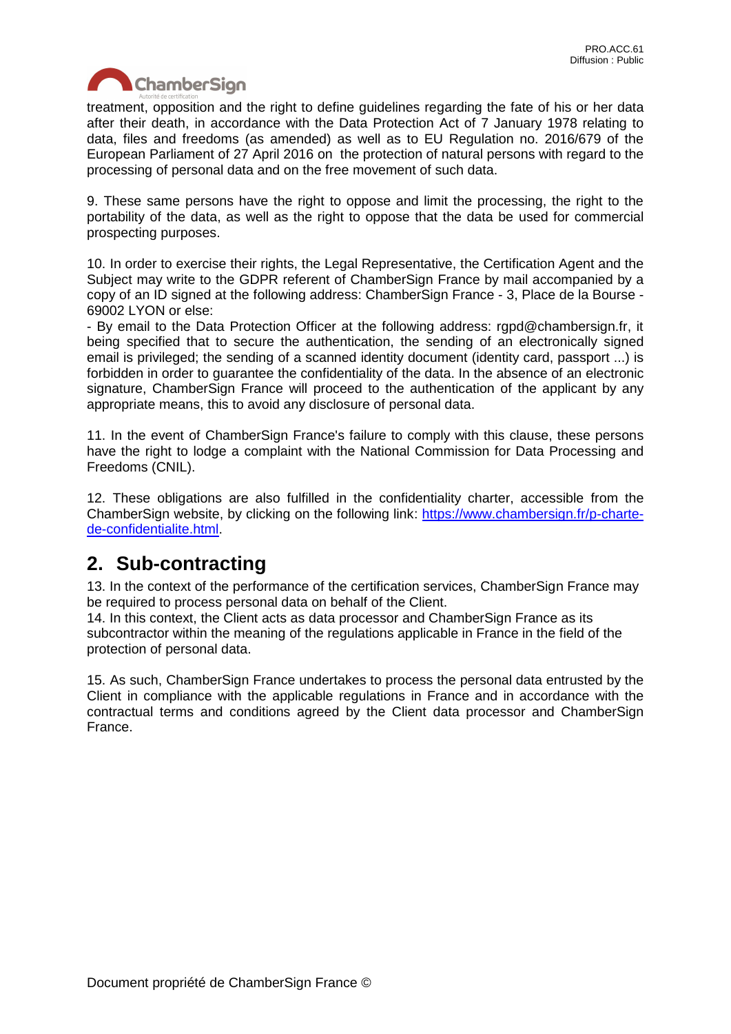treatment, opposition and the right to define guidelines regarding the fate of his or her data after their death, in accordance with the Data Protection Act of 7 January 1978 relating to data, files and freedoms (as amended) as well as to EU Regulation no. 2016/679 of the European Parliament of 27 April 2016 on the protection of natural persons with regard to the processing of personal data and on the free movement of such data.

9. These same persons have the right to oppose and limit the processing, the right to the portability of the data, as well as the right to oppose that the data be used for commercial prospecting purposes.

10. In order to exercise their rights, the Legal Representative, the Certification Agent and the Subject may write to the GDPR referent of ChamberSign France by mail accompanied by a copy of an ID signed at the following address: ChamberSign France - 3, Place de la Bourse - 69002 LYON or else:
- By email to the Data Protection Officer at the following address: rgpd@chambersign.fr, it being specified that to secure the authentication, the sending of an electronically signed email is privileged; the sending of a scanned identity document (identity card, passport ...) is forbidden in order to guarantee the confidentiality of the data. In the absence of an electronic signature, ChamberSign France will proceed to the authentication of the applicant by any appropriate means, this to avoid any disclosure of personal data.

11. In the event of ChamberSign France's failure to comply with this clause, these persons have the right to lodge a complaint with the National Commission for Data Processing and Freedoms (CNIL).

12. These obligations are also fulfilled in the confidentiality charter, accessible from the ChamberSign website, by clicking on the following link: [https://www.chambersign.fr/p-charte-de-confidentialite.html](https://www.chambersign.fr/p-charte-de-confidentialite.html).

## 2. Sub-contracting

13. In the context of the performance of the certification services, ChamberSign France may be required to process personal data on behalf of the Client.
14. In this context, the Client acts as data processor and ChamberSign France as its subcontractor within the meaning of the regulations applicable in France in the field of the protection of personal data.

15. As such, ChamberSign France undertakes to process the personal data entrusted by the Client in compliance with the applicable regulations in France and in accordance with the contractual terms and conditions agreed by the Client data processor and ChamberSign France.